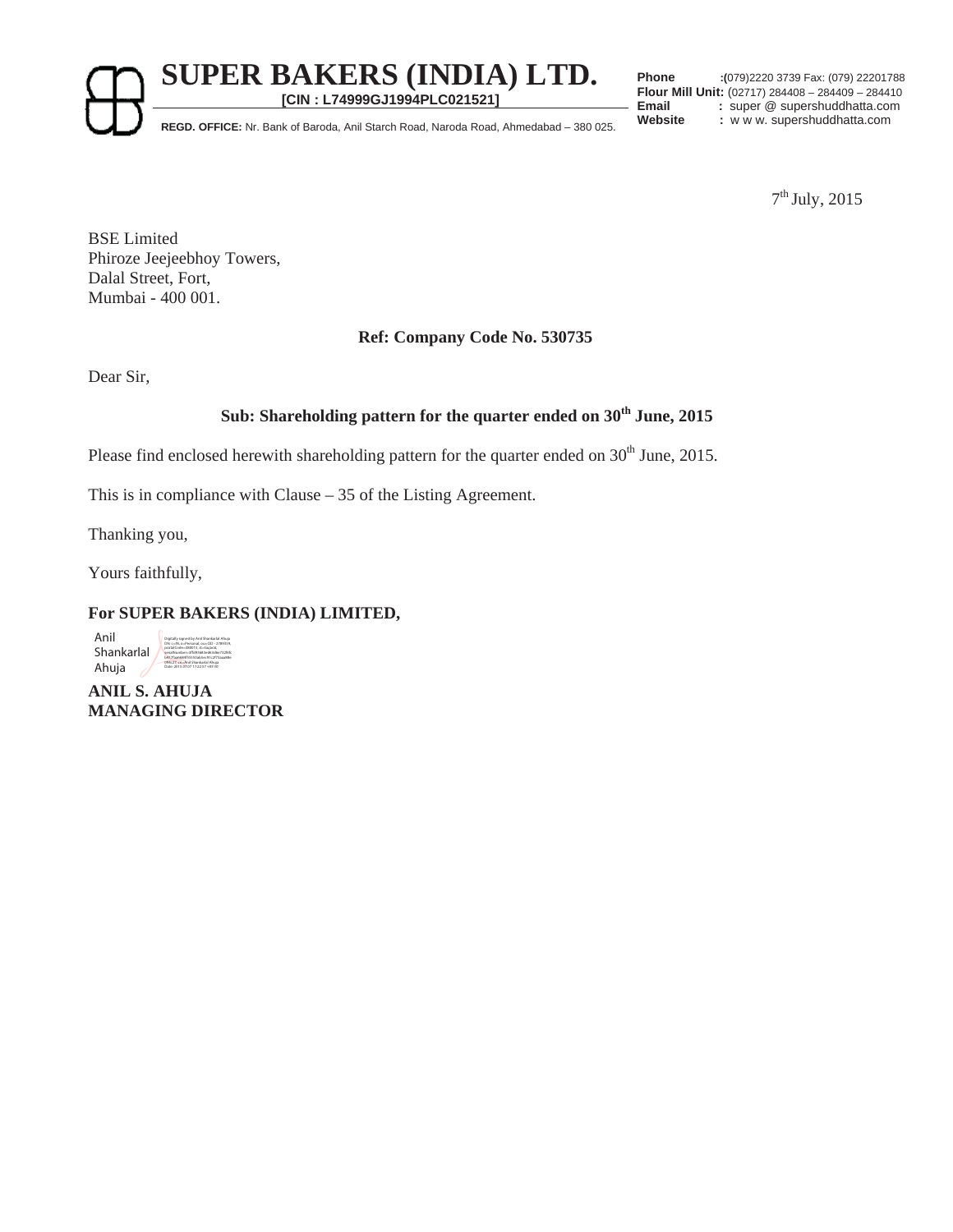# SUPER BAKERS (INDIA) LTD.

**[CIN : L74999GJ1994PLC021521]**

**REGD. OFFICE:** Nr. Bank of Baroda, Anil Starch Road, Naroda Road, Ahmedabad – 380 025.

**Phone** :(079)2220 3739 Fax: (079) 22201788
**Flour Mill Unit:** (02717) 284408 – 284409 – 284410
**Email** : super @ supershuddhatta.com
**Website** : w w w. supershuddhatta.com

7th July, 2015

BSE Limited
Phiroze Jeejeebhoy Towers,
Dalal Street, Fort,
Mumbai - 400 001.

**Ref: Company Code No. 530735**

Dear Sir,

**Sub: Shareholding pattern for the quarter ended on 30th June, 2015**

Please find enclosed herewith shareholding pattern for the quarter ended on 30th June, 2015.

This is in compliance with Clause – 35 of the Listing Agreement.

Thanking you,

Yours faithfully,

**For SUPER BAKERS (INDIA) LIMITED,**

Anil Shankarlal Ahuja

**ANIL S. AHUJA**
**MANAGING DIRECTOR**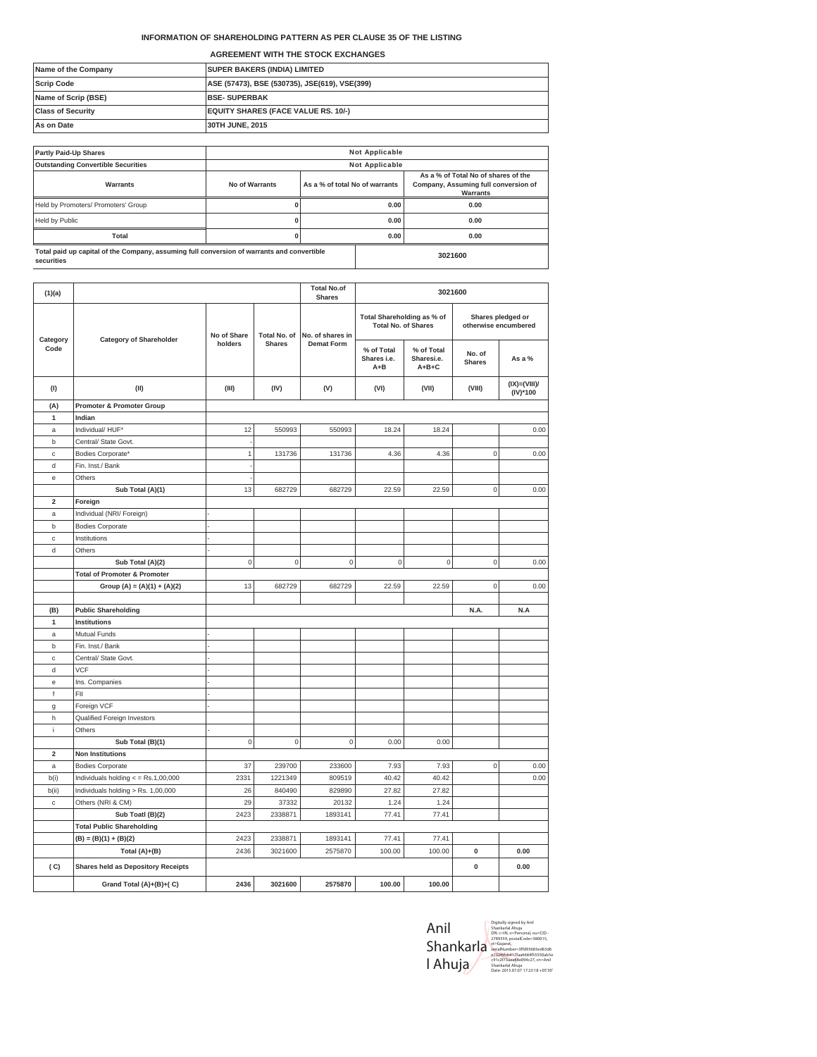**INFORMATION OF SHAREHOLDING PATTERN AS PER CLAUSE 35 OF THE LISTING**

**AGREEMENT WITH THE STOCK EXCHANGES**

| Name of the Company | SUPER BAKERS (INDIA) LIMITED |
|---|---|
| Scrip Code | ASE (57473), BSE (530735), JSE(619), VSE(399) |
| Name of Scrip (BSE) | BSE- SUPERBAK |
| Class of Security | EQUITY SHARES (FACE VALUE RS. 10/-) |
| As on Date | 30TH JUNE, 2015 |

| Partly Paid-Up Shares | Not Applicable | | |
|---|---|---|---|
| Outstanding Convertible Securities | Not Applicable | | |
| Warrants | No of Warrants | As a % of total No of warrants | As a % of Total No of shares of the Company, Assuming full conversion of Warrants |
| Held by Promoters/ Promoters' Group | 0 | 0.00 | 0.00 |
| Held by Public | 0 | 0.00 | 0.00 |
| Total | 0 | 0.00 | 0.00 |
| Total paid up capital of the Company, assuming full conversion of warrants and convertible securities | | | 3021600 |

| (1)(a) | | | | Total No.of Shares | 3021600 | | | |
|---|---|---|---|---|---|---|---|---|
| Category Code | Category of Shareholder | No of Share holders | Total No. of Shares | No. of shares in Demat Form | Total Shareholding as % of Total No. of Shares | | Shares pledged or otherwise encumbered | |
| | | | | | % of Total Shares i.e. A+B | % of Total Sharesi.e. A+B+C | No. of Shares | As a % |
| (I) | (II) | (III) | (IV) | (V) | (VI) | (VII) | (VIII) | (IX)=(VIII)/(IV)*100 |
| (A) | Promoter & Promoter Group | | | | | | | |
| 1 | Indian | | | | | | | |
| a | Individual/ HUF* | 12 | 550993 | 550993 | 18.24 | 18.24 | | 0.00 |
| b | Central/ State Govt. | - | | | | | | |
| c | Bodies Corporate* | 1 | 131736 | 131736 | 4.36 | 4.36 | 0 | 0.00 |
| d | Fin. Inst./ Bank | - | | | | | | |
| e | Others | - | | | | | | |
| | Sub Total (A)(1) | 13 | 682729 | 682729 | 22.59 | 22.59 | 0 | 0.00 |
| 2 | Foreign | | | | | | | |
| a | Individual (NRI/ Foreign) | - | | | | | | |
| b | Bodies Corporate | - | | | | | | |
| c | Institutions | - | | | | | | |
| d | Others | - | | | | | | |
| | Sub Total (A)(2) | 0 | 0 | 0 | 0 | 0 | 0 | 0.00 |
| | Total of Promoter & Promoter | | | | | | | |
| | Group (A) = (A)(1) + (A)(2) | 13 | 682729 | 682729 | 22.59 | 22.59 | 0 | 0.00 |
| | | | | | | | | |
| (B) | Public Shareholding | | | | | | N.A. | N.A |
| 1 | Institutions | | | | | | | |
| a | Mutual Funds | - | | | | | | |
| b | Fin. Inst./ Bank | - | | | | | | |
| c | Central/ State Govt. | - | | | | | | |
| d | VCF | - | | | | | | |
| e | Ins. Companies | - | | | | | | |
| f | FII | - | | | | | | |
| g | Foreign VCF | - | | | | | | |
| h | Qualified Foreign Investors | | | | | | | |
| i | Others | - | | | | | | |
| | Sub Total (B)(1) | 0 | 0 | 0 | 0.00 | 0.00 | | |
| 2 | Non Institutions | | | | | | | |
| a | Bodies Corporate | 37 | 239700 | 233600 | 7.93 | 7.93 | 0 | 0.00 |
| b(i) | Individuals holding < = Rs.1,00,000 | 2331 | 1221349 | 809519 | 40.42 | 40.42 | | 0.00 |
| b(ii) | Individuals holding > Rs. 1,00,000 | 26 | 840490 | 829890 | 27.82 | 27.82 | | |
| c | Others (NRI & CM) | 29 | 37332 | 20132 | 1.24 | 1.24 | | |
| | Sub Toatl (B)(2) | 2423 | 2338871 | 1893141 | 77.41 | 77.41 | | |
| | Total Public Shareholding | | | | | | | |
| | (B) = (B)(1) + (B)(2) | 2423 | 2338871 | 1893141 | 77.41 | 77.41 | | |
| | Total (A)+(B) | 2436 | 3021600 | 2575870 | 100.00 | 100.00 | 0 | 0.00 |
| ( C) | Shares held as Depository Receipts | | | | | | 0 | 0.00 |
| | Grand Total (A)+(B)+( C) | 2436 | 3021600 | 2575870 | 100.00 | 100.00 | | |

Anil Shankarlal Ahuja

Digitally signed by Anil Shankarlal Ahuja
Date: 2015.07.07 17:23:18 +05'30'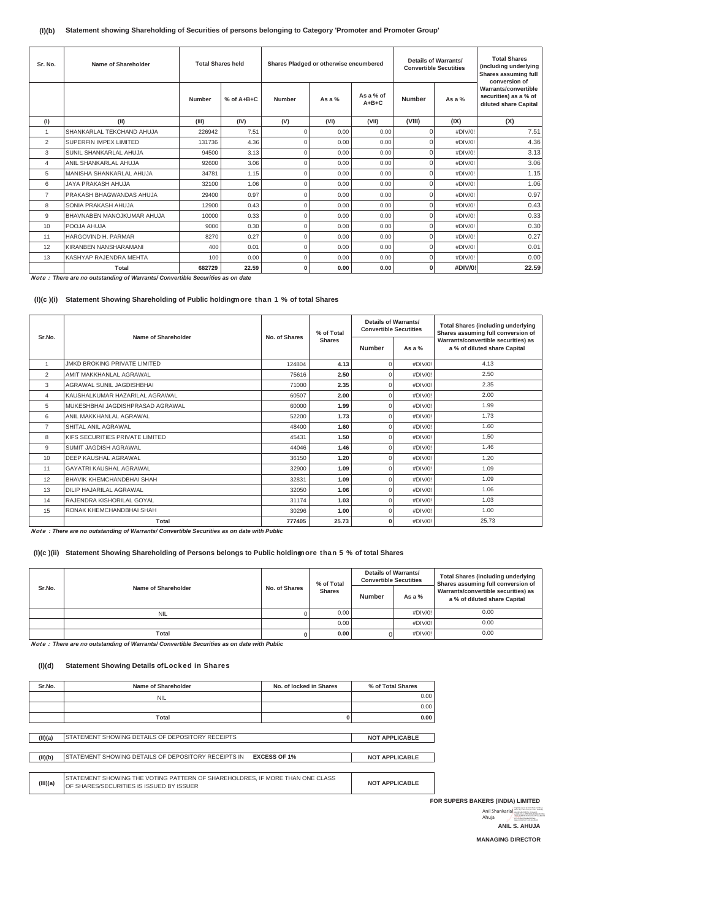### (I)(b) Statement showing Shareholding of Securities of persons belonging to Category 'Promoter and Promoter Group'

| Sr. No. | Name of Shareholder | Total Shares held | | Shares Pladged or otherwise encumbered | | | Details of Warrants/ Convertible Secutities | | Total Shares (including underlying Shares assuming full conversion of Warrants/convertible securities) as a % of diluted share Capital |
|---|---|---|---|---|---|---|---|---|---|
| | | Number | % of A+B+C | Number | As a % | As a % of A+B+C | Number | As a % | |
| (I) | (II) | (III) | (IV) | (V) | (VI) | (VII) | (VIII) | (IX) | (X) |
| 1 | SHANKARLAL TEKCHAND AHUJA | 226942 | 7.51 | 0 | 0.00 | 0.00 | 0 | #DIV/0! | 7.51 |
| 2 | SUPERFIN IMPEX LIMITED | 131736 | 4.36 | 0 | 0.00 | 0.00 | 0 | #DIV/0! | 4.36 |
| 3 | SUNIL SHANKARLAL AHUJA | 94500 | 3.13 | 0 | 0.00 | 0.00 | 0 | #DIV/0! | 3.13 |
| 4 | ANIL SHANKARLAL AHUJA | 92600 | 3.06 | 0 | 0.00 | 0.00 | 0 | #DIV/0! | 3.06 |
| 5 | MANISHA SHANKARLAL AHUJA | 34781 | 1.15 | 0 | 0.00 | 0.00 | 0 | #DIV/0! | 1.15 |
| 6 | JAYA PRAKASH AHUJA | 32100 | 1.06 | 0 | 0.00 | 0.00 | 0 | #DIV/0! | 1.06 |
| 7 | PRAKASH BHAGWANDAS AHUJA | 29400 | 0.97 | 0 | 0.00 | 0.00 | 0 | #DIV/0! | 0.97 |
| 8 | SONIA PRAKASH AHUJA | 12900 | 0.43 | 0 | 0.00 | 0.00 | 0 | #DIV/0! | 0.43 |
| 9 | BHAVNABEN MANOJKUMAR AHUJA | 10000 | 0.33 | 0 | 0.00 | 0.00 | 0 | #DIV/0! | 0.33 |
| 10 | POOJA AHUJA | 9000 | 0.30 | 0 | 0.00 | 0.00 | 0 | #DIV/0! | 0.30 |
| 11 | HARGOVIND H. PARMAR | 8270 | 0.27 | 0 | 0.00 | 0.00 | 0 | #DIV/0! | 0.27 |
| 12 | KIRANBEN NANSHARAMANI | 400 | 0.01 | 0 | 0.00 | 0.00 | 0 | #DIV/0! | 0.01 |
| 13 | KASHYAP RAJENDRA MEHTA | 100 | 0.00 | 0 | 0.00 | 0.00 | 0 | #DIV/0! | 0.00 |
| | **Total** | **682729** | **22.59** | **0** | **0.00** | **0.00** | **0** | **#DIV/0!** | **22.59** |

***Note : There are no outstanding of Warrants/ Convertible Securities as on date***

### (I)(c )(i) Statement Showing Shareholding of Public holding more than 1 % of total Shares

| Sr.No. | Name of Shareholder | No. of Shares | % of Total Shares | Details of Warrants/ Convertible Secutities | | Total Shares (including underlying Shares assuming full conversion of Warrants/convertible securities) as a % of diluted share Capital |
|---|---|---|---|---|---|---|
| | | | | Number | As a % | |
| 1 | JMKD BROKING PRIVATE LIMITED | 124804 | **4.13** | 0 | #DIV/0! | 4.13 |
| 2 | AMIT MAKKHANLAL AGRAWAL | 75616 | **2.50** | 0 | #DIV/0! | 2.50 |
| 3 | AGRAWAL SUNIL JAGDISHBHAI | 71000 | **2.35** | 0 | #DIV/0! | 2.35 |
| 4 | KAUSHALKUMAR HAZARILAL AGRAWAL | 60507 | **2.00** | 0 | #DIV/0! | 2.00 |
| 5 | MUKESHBHAI JAGDISHPRASAD AGRAWAL | 60000 | **1.99** | 0 | #DIV/0! | 1.99 |
| 6 | ANIL MAKKHANLAL AGRAWAL | 52200 | **1.73** | 0 | #DIV/0! | 1.73 |
| 7 | SHITAL ANIL AGRAWAL | 48400 | **1.60** | 0 | #DIV/0! | 1.60 |
| 8 | KIFS SECURITIES PRIVATE LIMITED | 45431 | **1.50** | 0 | #DIV/0! | 1.50 |
| 9 | SUMIT JAGDISH AGRAWAL | 44046 | **1.46** | 0 | #DIV/0! | 1.46 |
| 10 | DEEP KAUSHAL AGRAWAL | 36150 | **1.20** | 0 | #DIV/0! | 1.20 |
| 11 | GAYATRI KAUSHAL AGRAWAL | 32900 | **1.09** | 0 | #DIV/0! | 1.09 |
| 12 | BHAVIK KHEMCHANDBHAI SHAH | 32831 | **1.09** | 0 | #DIV/0! | 1.09 |
| 13 | DILIP HAJARILAL AGRAWAL | 32050 | **1.06** | 0 | #DIV/0! | 1.06 |
| 14 | RAJENDRA KISHORILAL GOYAL | 31174 | **1.03** | 0 | #DIV/0! | 1.03 |
| 15 | RONAK KHEMCHANDBHAI SHAH | 30296 | **1.00** | 0 | #DIV/0! | 1.00 |
| | **Total** | **777405** | **25.73** | **0** | #DIV/0! | 25.73 |

***Note : There are no outstanding of Warrants/ Convertible Securities as on date with Public***

### (I)(c )(ii) Statement Showing Shareholding of Persons belongs to Public holding more than 5 % of total Shares

| Sr.No. | Name of Shareholder | No. of Shares | % of Total Shares | Details of Warrants/ Convertible Secutities | | Total Shares (including underlying Shares assuming full conversion of Warrants/convertible securities) as a % of diluted share Capital |
|---|---|---|---|---|---|---|
| | | | | Number | As a % | |
| | NIL | 0 | 0.00 | | #DIV/0! | 0.00 |
| | | | 0.00 | | #DIV/0! | 0.00 |
| | **Total** | **0** | **0.00** | 0 | #DIV/0! | 0.00 |

***Note : There are no outstanding of Warrants/ Convertible Securities as on date with Public***

### (I)(d) Statement Showing Details of Locked in Shares

| Sr.No. | Name of Shareholder | No. of locked in Shares | % of Total Shares |
|---|---|---|---|
| | NIL | | 0.00 |
| | | | 0.00 |
| | **Total** | **0** | **0.00** |

| | | |
|---|---|---|
| **(II)(a)** | STATEMENT SHOWING DETAILS OF DEPOSITORY RECEIPTS | **NOT APPLICABLE** |
| **(II)(b)** | STATEMENT SHOWING DETAILS OF DEPOSITORY RECEIPTS IN **EXCESS OF 1%** | **NOT APPLICABLE** |
| **(III)(a)** | STATEMENT SHOWING THE VOTING PATTERN OF SHAREHOLDRES, IF MORE THAN ONE CLASS OF SHARES/SECURITIES IS ISSUED BY ISSUER | **NOT APPLICABLE** |

**FOR SUPERS BAKERS (INDIA) LIMITED**

Anil Shankarlal Ahuja

**ANIL S. AHUJA**

**MANAGING DIRECTOR**